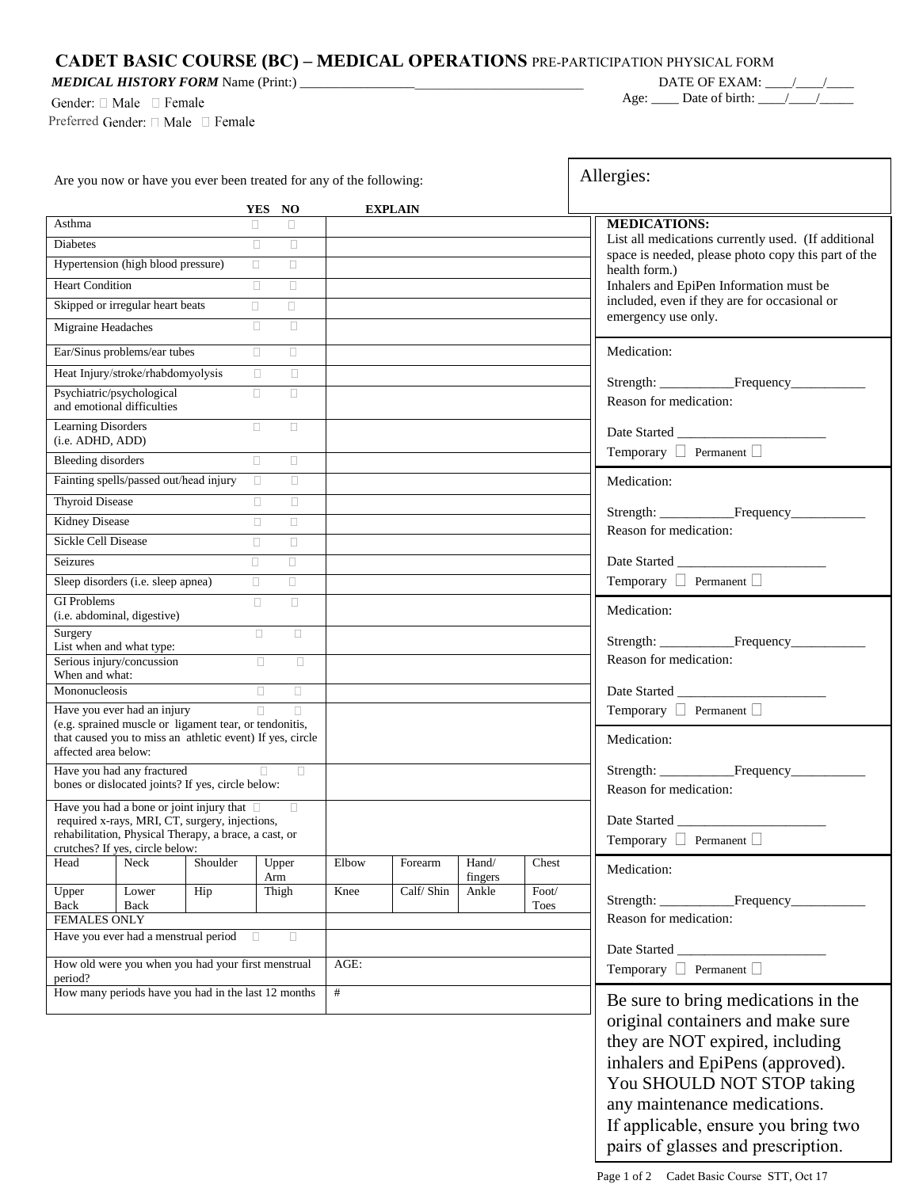# CADET BASIC COURSE (BC) – MEDICAL OPERATIONS PRE-PARTICIPATION PHYSICAL FORM

***MEDICAL HISTORY FORM*** Name (Print:) _________________________________________ DATE OF EXAM: ____/____/____

Age: ____ Date of birth: ____/____/_____

Gender: □ Male □ Female

Preferred Gender: □ Male □ Female

Allergies:

Are you now or have you ever been treated for any of the following:

| | YES | NO | EXPLAIN |
|---|---|---|---|
| Asthma | □ | □ | |
| Diabetes | □ | □ | |
| Hypertension (high blood pressure) | □ | □ | |
| Heart Condition | □ | □ | |
| Skipped or irregular heart beats | □ | □ | |
| Migraine Headaches | □ | □ | |
| Ear/Sinus problems/ear tubes | □ | □ | |
| Heat Injury/stroke/rhabdomyolysis | □ | □ | |
| Psychiatric/psychological and emotional difficulties | □ | □ | |
| Learning Disorders (i.e. ADHD, ADD) | □ | □ | |
| Bleeding disorders | □ | □ | |
| Fainting spells/passed out/head injury | □ | □ | |
| Thyroid Disease | □ | □ | |
| Kidney Disease | □ | □ | |
| Sickle Cell Disease | □ | □ | |
| Seizures | □ | □ | |
| Sleep disorders (i.e. sleep apnea) | □ | □ | |
| GI Problems (i.e. abdominal, digestive) | □ | □ | |
| Surgery List when and what type: | □ | □ | |
| Serious injury/concussion When and what: | □ | □ | |
| Mononucleosis | □ | □ | |
| Have you ever had an injury (e.g. sprained muscle or ligament tear, or tendonitis, that caused you to miss an athletic event) If yes, circle affected area below: | □ | □ | |
| Have you had any fractured bones or dislocated joints? If yes, circle below: | □ | □ | |
| Have you had a bone or joint injury that required x-rays, MRI, CT, surgery, injections, rehabilitation, Physical Therapy, a brace, a cast, or crutches? If yes, circle below: | □ | □ | |

| | | | | | | | |
|---|---|---|---|---|---|---|---|
| Head | Neck | Shoulder | Upper Arm | Elbow | Forearm | Hand/ fingers | Chest |
| Upper Back | Lower Back | Hip | Thigh | Knee | Calf/ Shin | Ankle | Foot/ Toes |

| FEMALES ONLY | |
|---|---|
| Have you ever had a menstrual period □ □ | |
| How old were you when you had your first menstrual period? | AGE: |
| How many periods have you had in the last 12 months | # |

**MEDICATIONS:**
List all medications currently used. (If additional space is needed, please photo copy this part of the health form.)
Inhalers and EpiPen Information must be included, even if they are for occasional or emergency use only.

Medication:

Strength: ___________Frequency___________
Reason for medication:

Date Started ______________________
Temporary □ Permanent □

Medication:

Strength: ___________Frequency___________
Reason for medication:

Date Started ______________________
Temporary □ Permanent □

Medication:

Strength: ___________Frequency___________
Reason for medication:

Date Started ______________________
Temporary □ Permanent □

Medication:

Strength: ___________Frequency___________
Reason for medication:

Date Started ______________________
Temporary □ Permanent □

Medication:

Strength: ___________Frequency___________
Reason for medication:

Date Started ______________________
Temporary □ Permanent □

Be sure to bring medications in the original containers and make sure they are NOT expired, including inhalers and EpiPens (approved). You SHOULD NOT STOP taking any maintenance medications.
If applicable, ensure you bring two pairs of glasses and prescription.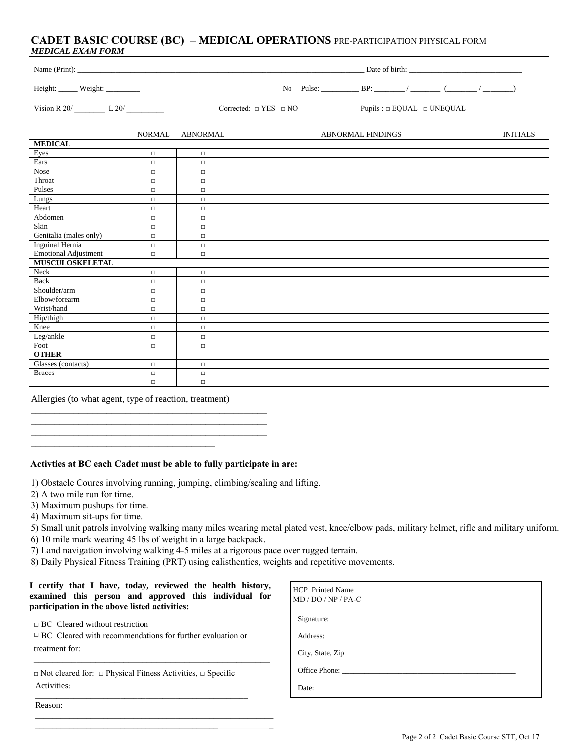# CADET BASIC COURSE (BC) – MEDICAL OPERATIONS PRE-PARTICIPATION PHYSICAL FORM

***MEDICAL EXAM FORM***

Name (Print): ______________________________ Date of birth: ______________________

Height: _____ Weight: _________ No Pulse: __________ BP: ________ / ________ (________ / ________)

Vision R 20/ ________ L 20/ __________ Corrected: □ YES □ NO Pupils : □ EQUAL □ UNEQUAL

| | NORMAL | ABNORMAL | ABNORMAL FINDINGS | INITIALS |
|---|---|---|---|---|
| **MEDICAL** | | | | |
| Eyes | □ | □ | | |
| Ears | □ | □ | | |
| Nose | □ | □ | | |
| Throat | □ | □ | | |
| Pulses | □ | □ | | |
| Lungs | □ | □ | | |
| Heart | □ | □ | | |
| Abdomen | □ | □ | | |
| Skin | □ | □ | | |
| Genitalia (males only) | □ | □ | | |
| Inguinal Hernia | □ | □ | | |
| Emotional Adjustment | □ | □ | | |
| **MUSCULOSKELETAL** | | | | |
| Neck | □ | □ | | |
| Back | □ | □ | | |
| Shoulder/arm | □ | □ | | |
| Elbow/forearm | □ | □ | | |
| Wrist/hand | □ | □ | | |
| Hip/thigh | □ | □ | | |
| Knee | □ | □ | | |
| Leg/ankle | □ | □ | | |
| Foot | □ | □ | | |
| **OTHER** | | | | |
| Glasses (contacts) | □ | □ | | |
| Braces | □ | □ | | |
| | □ | □ | | |

Allergies (to what agent, type of reaction, treatment)

______________________________________________________

______________________________________________________

______________________________________________________

______________________________________________________

**Activties at BC each Cadet must be able to fully participate in are:**

1) Obstacle Coures involving running, jumping, climbing/scaling and lifting.
2) A two mile run for time.
3) Maximum pushups for time.
4) Maximum sit-ups for time.
5) Small unit patrols involving walking many miles wearing metal plated vest, knee/elbow pads, military helmet, rifle and military uniform.
6) 10 mile mark wearing 45 lbs of weight in a large backpack.
7) Land navigation involving walking 4-5 miles at a rigorous pace over rugged terrain.
8) Daily Physical Fitness Training (PRT) using calisthentics, weights and repetitive movements.

**I certify that I have, today, reviewed the health history, examined this person and approved this individual for participation in the above listed activities:**

□ BC Cleared without restriction

□ BC Cleared with recommendations for further evaluation or treatment for:

______________________________________________________

□ Not cleared for: □ Physical Fitness Activities, □ Specific Activities:

______________________________________________________

Reason:

______________________________________________________

______________________________________________________

HCP Printed Name______________________________________
MD / DO / NP / PA-C

Signature:______________________________________________

Address: _______________________________________________

City, State, Zip__________________________________________

Office Phone: ___________________________________________

Date: _________________________________________________